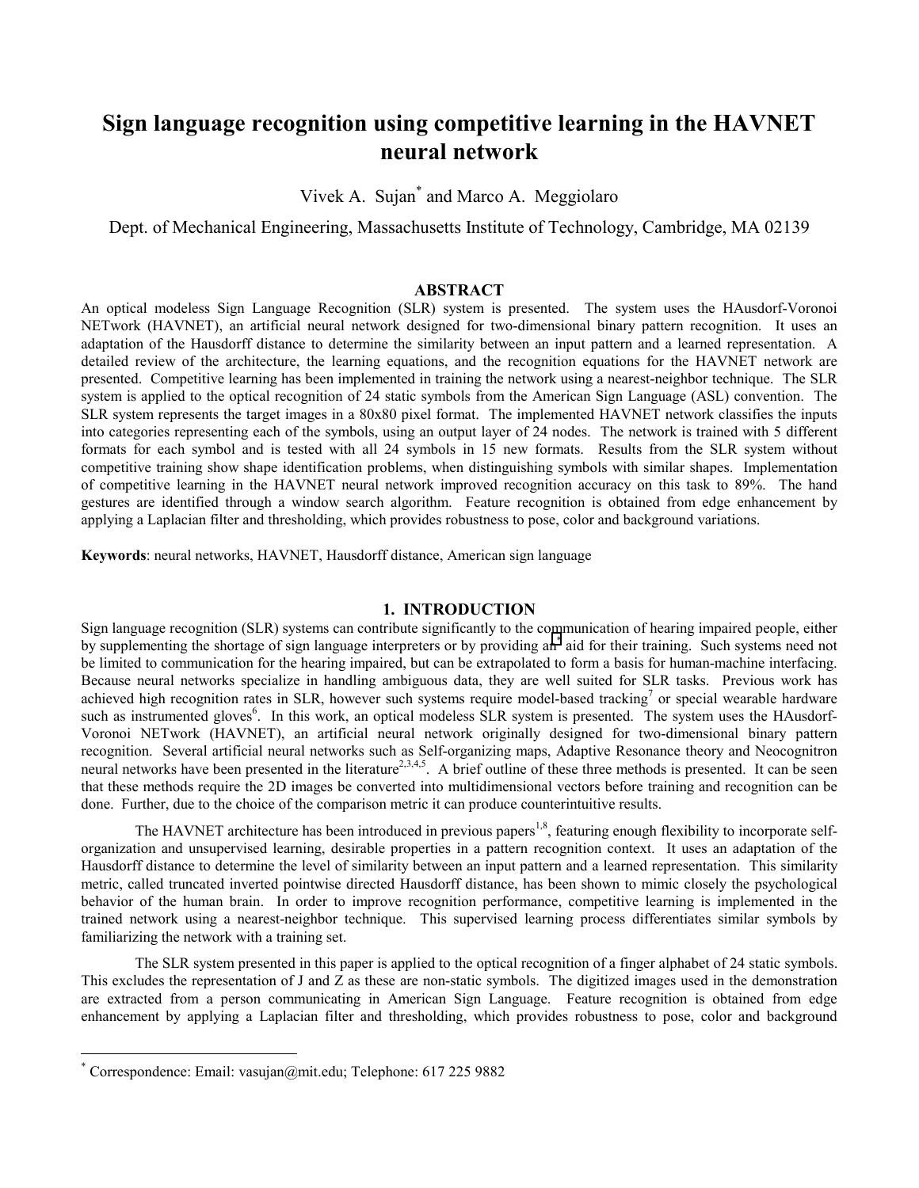# Sign language recognition using competitive learning in the HAVNET neural network

Vivek A. Sujan* and Marco A. Meggiolaro

Dept. of Mechanical Engineering, Massachusetts Institute of Technology, Cambridge, MA 02139

## ABSTRACT

An optical modeless Sign Language Recognition (SLR) system is presented. The system uses the HAusdorf-Voronoi NETwork (HAVNET), an artificial neural network designed for two-dimensional binary pattern recognition. It uses an adaptation of the Hausdorff distance to determine the similarity between an input pattern and a learned representation. A detailed review of the architecture, the learning equations, and the recognition equations for the HAVNET network are presented. Competitive learning has been implemented in training the network using a nearest-neighbor technique. The SLR system is applied to the optical recognition of 24 static symbols from the American Sign Language (ASL) convention. The SLR system represents the target images in a 80x80 pixel format. The implemented HAVNET network classifies the inputs into categories representing each of the symbols, using an output layer of 24 nodes. The network is trained with 5 different formats for each symbol and is tested with all 24 symbols in 15 new formats. Results from the SLR system without competitive training show shape identification problems, when distinguishing symbols with similar shapes. Implementation of competitive learning in the HAVNET neural network improved recognition accuracy on this task to 89%. The hand gestures are identified through a window search algorithm. Feature recognition is obtained from edge enhancement by applying a Laplacian filter and thresholding, which provides robustness to pose, color and background variations.

**Keywords**: neural networks, HAVNET, Hausdorff distance, American sign language

## 1. INTRODUCTION

Sign language recognition (SLR) systems can contribute significantly to the communication of hearing impaired people, either by supplementing the shortage of sign language interpreters or by providing an aid for their training. Such systems need not be limited to communication for the hearing impaired, but can be extrapolated to form a basis for human-machine interfacing. Because neural networks specialize in handling ambiguous data, they are well suited for SLR tasks. Previous work has achieved high recognition rates in SLR, however such systems require model-based tracking[7] or special wearable hardware such as instrumented gloves[6]. In this work, an optical modeless SLR system is presented. The system uses the HAusdorf-Voronoi NETwork (HAVNET), an artificial neural network originally designed for two-dimensional binary pattern recognition. Several artificial neural networks such as Self-organizing maps, Adaptive Resonance theory and Neocognitron neural networks have been presented in the literature[2,3,4,5]. A brief outline of these three methods is presented. It can be seen that these methods require the 2D images be converted into multidimensional vectors before training and recognition can be done. Further, due to the choice of the comparison metric it can produce counterintuitive results.

The HAVNET architecture has been introduced in previous papers[1,8], featuring enough flexibility to incorporate self-organization and unsupervised learning, desirable properties in a pattern recognition context. It uses an adaptation of the Hausdorff distance to determine the level of similarity between an input pattern and a learned representation. This similarity metric, called truncated inverted pointwise directed Hausdorff distance, has been shown to mimic closely the psychological behavior of the human brain. In order to improve recognition performance, competitive learning is implemented in the trained network using a nearest-neighbor technique. This supervised learning process differentiates similar symbols by familiarizing the network with a training set.

The SLR system presented in this paper is applied to the optical recognition of a finger alphabet of 24 static symbols. This excludes the representation of J and Z as these are non-static symbols. The digitized images used in the demonstration are extracted from a person communicating in American Sign Language. Feature recognition is obtained from edge enhancement by applying a Laplacian filter and thresholding, which provides robustness to pose, color and background

* Correspondence: Email: vasujan@mit.edu; Telephone: 617 225 9882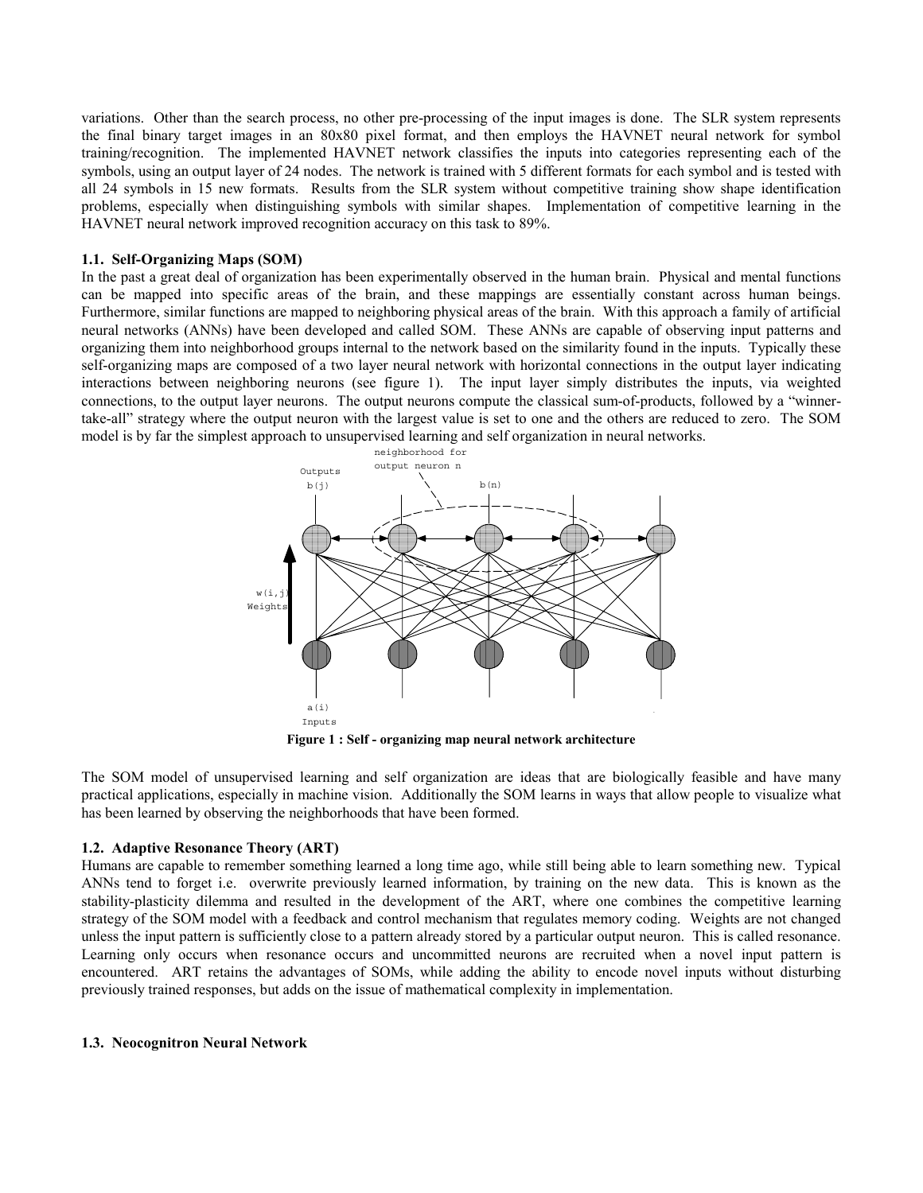variations. Other than the search process, no other pre-processing of the input images is done. The SLR system represents the final binary target images in an 80x80 pixel format, and then employs the HAVNET neural network for symbol training/recognition. The implemented HAVNET network classifies the inputs into categories representing each of the symbols, using an output layer of 24 nodes. The network is trained with 5 different formats for each symbol and is tested with all 24 symbols in 15 new formats. Results from the SLR system without competitive training show shape identification problems, especially when distinguishing symbols with similar shapes. Implementation of competitive learning in the HAVNET neural network improved recognition accuracy on this task to 89%.

### 1.1. Self-Organizing Maps (SOM)

In the past a great deal of organization has been experimentally observed in the human brain. Physical and mental functions can be mapped into specific areas of the brain, and these mappings are essentially constant across human beings. Furthermore, similar functions are mapped to neighboring physical areas of the brain. With this approach a family of artificial neural networks (ANNs) have been developed and called SOM. These ANNs are capable of observing input patterns and organizing them into neighborhood groups internal to the network based on the similarity found in the inputs. Typically these self-organizing maps are composed of a two layer neural network with horizontal connections in the output layer indicating interactions between neighboring neurons (see figure 1). The input layer simply distributes the inputs, via weighted connections, to the output layer neurons. The output neurons compute the classical sum-of-products, followed by a "winner-take-all" strategy where the output neuron with the largest value is set to one and the others are reduced to zero. The SOM model is by far the simplest approach to unsupervised learning and self organization in neural networks.

neighborhood for output neuron n

Outputs $b(j)$ $b(n)$

$w(i,j)$ Weights

$a(i)$ Inputs

**Figure 1 : Self - organizing map neural network architecture**

The SOM model of unsupervised learning and self organization are ideas that are biologically feasible and have many practical applications, especially in machine vision. Additionally the SOM learns in ways that allow people to visualize what has been learned by observing the neighborhoods that have been formed.

### 1.2. Adaptive Resonance Theory (ART)

Humans are capable to remember something learned a long time ago, while still being able to learn something new. Typical ANNs tend to forget i.e. overwrite previously learned information, by training on the new data. This is known as the stability-plasticity dilemma and resulted in the development of the ART, where one combines the competitive learning strategy of the SOM model with a feedback and control mechanism that regulates memory coding. Weights are not changed unless the input pattern is sufficiently close to a pattern already stored by a particular output neuron. This is called resonance. Learning only occurs when resonance occurs and uncommitted neurons are recruited when a novel input pattern is encountered. ART retains the advantages of SOMs, while adding the ability to encode novel inputs without disturbing previously trained responses, but adds on the issue of mathematical complexity in implementation.

### 1.3. Neocognitron Neural Network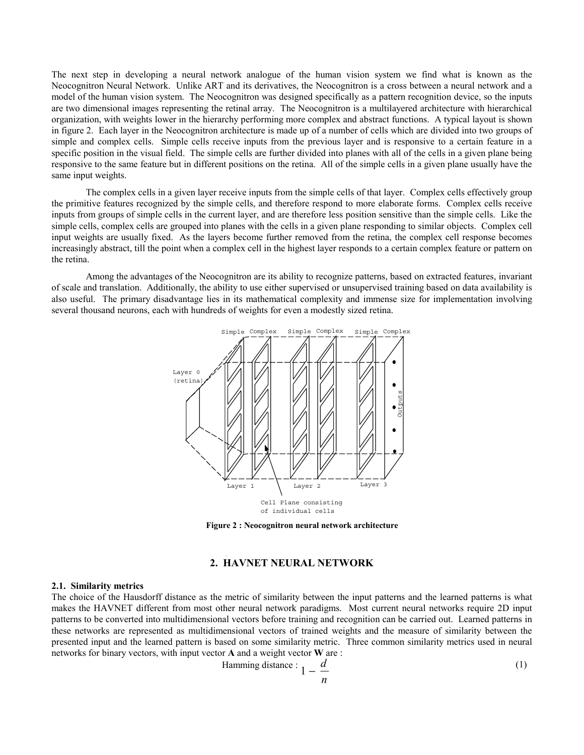The next step in developing a neural network analogue of the human vision system we find what is known as the Neocognitron Neural Network. Unlike ART and its derivatives, the Neocognitron is a cross between a neural network and a model of the human vision system. The Neocognitron was designed specifically as a pattern recognition device, so the inputs are two dimensional images representing the retinal array. The Neocognitron is a multilayered architecture with hierarchical organization, with weights lower in the hierarchy performing more complex and abstract functions. A typical layout is shown in figure 2. Each layer in the Neocognitron architecture is made up of a number of cells which are divided into two groups of simple and complex cells. Simple cells receive inputs from the previous layer and is responsive to a certain feature in a specific position in the visual field. The simple cells are further divided into planes with all of the cells in a given plane being responsive to the same feature but in different positions on the retina. All of the simple cells in a given plane usually have the same input weights.

The complex cells in a given layer receive inputs from the simple cells of that layer. Complex cells effectively group the primitive features recognized by the simple cells, and therefore respond to more elaborate forms. Complex cells receive inputs from groups of simple cells in the current layer, and are therefore less position sensitive than the simple cells. Like the simple cells, complex cells are grouped into planes with the cells in a given plane responding to similar objects. Complex cell input weights are usually fixed. As the layers become further removed from the retina, the complex cell response becomes increasingly abstract, till the point when a complex cell in the highest layer responds to a certain complex feature or pattern on the retina.

Among the advantages of the Neocognitron are its ability to recognize patterns, based on extracted features, invariant of scale and translation. Additionally, the ability to use either supervised or unsupervised training based on data availability is also useful. The primary disadvantage lies in its mathematical complexity and immense size for implementation involving several thousand neurons, each with hundreds of weights for even a modestly sized retina.

Simple Complex Simple Complex Simple Complex

Layer 0 (retina)

Outputs

Layer 1 Layer 2 Layer 3

Cell Plane consisting of individual cells

**Figure 2 : Neocognitron neural network architecture**

## 2. HAVNET NEURAL NETWORK

### 2.1. Similarity metrics

The choice of the Hausdorff distance as the metric of similarity between the input patterns and the learned patterns is what makes the HAVNET different from most other neural network paradigms. Most current neural networks require 2D input patterns to be converted into multidimensional vectors before training and recognition can be carried out. Learned patterns in these networks are represented as multidimensional vectors of trained weights and the measure of similarity between the presented input and the learned pattern is based on some similarity metric. Three common similarity metrics used in neural networks for binary vectors, with input vector **A** and a weight vector **W** are :

$$\text{Hamming distance : } 1 - \frac{d}{n} \tag{1}$$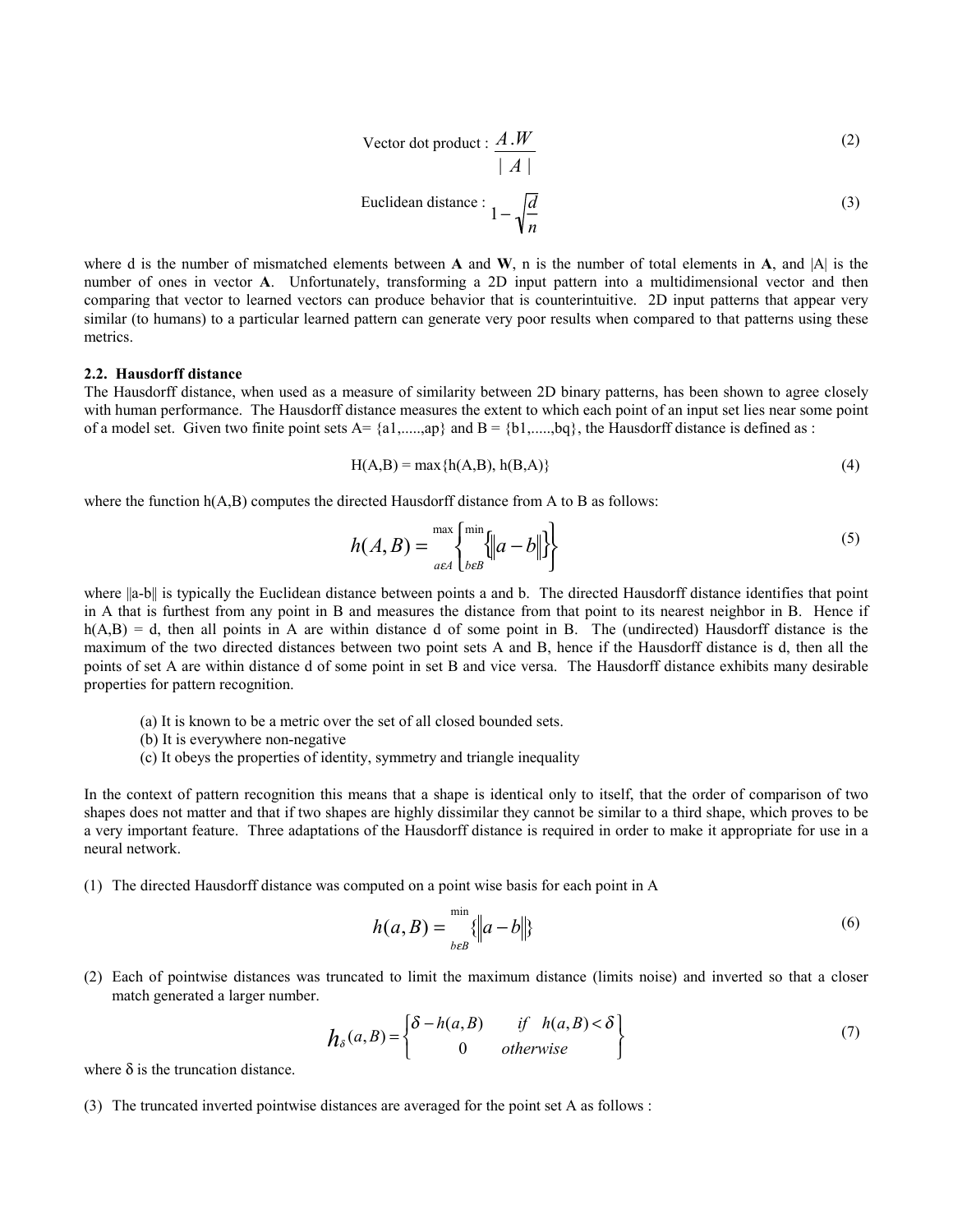$$\text{Vector dot product : } \frac{A.W}{|A|} \tag{2}$$

$$\text{Euclidean distance : } 1-\sqrt{\frac{d}{n}} \tag{3}$$

where d is the number of mismatched elements between **A** and **W**, n is the number of total elements in **A**, and |A| is the number of ones in vector **A**. Unfortunately, transforming a 2D input pattern into a multidimensional vector and then comparing that vector to learned vectors can produce behavior that is counterintuitive. 2D input patterns that appear very similar (to humans) to a particular learned pattern can generate very poor results when compared to that patterns using these metrics.

### 2.2. Hausdorff distance

The Hausdorff distance, when used as a measure of similarity between 2D binary patterns, has been shown to agree closely with human performance. The Hausdorff distance measures the extent to which each point of an input set lies near some point of a model set. Given two finite point sets A= {a1,.....,ap} and B = {b1,.....,bq}, the Hausdorff distance is defined as :

$$H(A,B) = \max\{h(A,B), h(B,A)\} \tag{4}$$

where the function h(A,B) computes the directed Hausdorff distance from A to B as follows:

$$h(A,B) = \max_{a \varepsilon A}\left\{\min_{b \varepsilon B}\{\|a-b\|\}\right\} \tag{5}$$

where ||a-b|| is typically the Euclidean distance between points a and b. The directed Hausdorff distance identifies that point in A that is furthest from any point in B and measures the distance from that point to its nearest neighbor in B. Hence if h(A,B) = d, then all points in A are within distance d of some point in B. The (undirected) Hausdorff distance is the maximum of the two directed distances between two point sets A and B, hence if the Hausdorff distance is d, then all the points of set A are within distance d of some point in set B and vice versa. The Hausdorff distance exhibits many desirable properties for pattern recognition.

(a) It is known to be a metric over the set of all closed bounded sets.
(b) It is everywhere non-negative
(c) It obeys the properties of identity, symmetry and triangle inequality

In the context of pattern recognition this means that a shape is identical only to itself, that the order of comparison of two shapes does not matter and that if two shapes are highly dissimilar they cannot be similar to a third shape, which proves to be a very important feature. Three adaptations of the Hausdorff distance is required in order to make it appropriate for use in a neural network.

(1) The directed Hausdorff distance was computed on a point wise basis for each point in A

$$h(a,B) = \min_{b \varepsilon B}\{\|a-b\|\} \tag{6}$$

(2) Each of pointwise distances was truncated to limit the maximum distance (limits noise) and inverted so that a closer match generated a larger number.

$$h_{\delta}(a,B) = \begin{Bmatrix} \delta - h(a,B) & \text{if} \quad h(a,B) < \delta \\ 0 & \text{otherwise} \end{Bmatrix} \tag{7}$$

where δ is the truncation distance.

(3) The truncated inverted pointwise distances are averaged for the point set A as follows :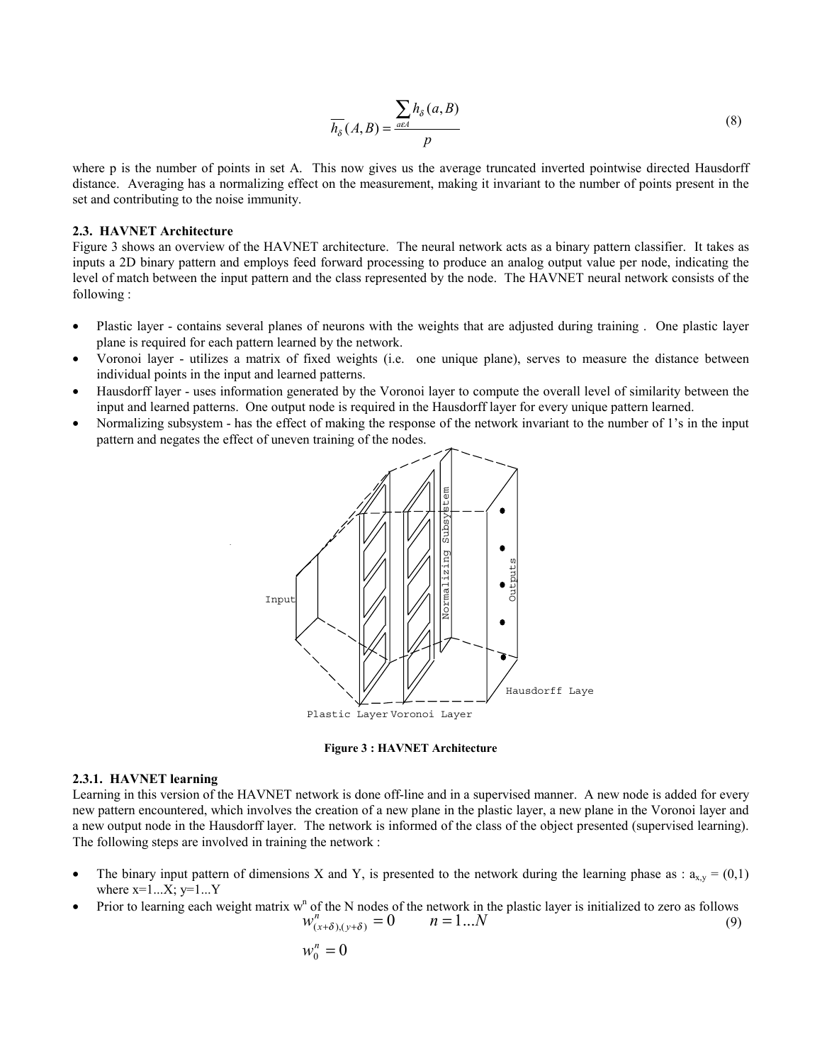$$\overline{h_\delta}(A,B) = \frac{\sum_{a \in A} h_\delta(a,B)}{p} \tag{8}$$

where p is the number of points in set A. This now gives us the average truncated inverted pointwise directed Hausdorff distance. Averaging has a normalizing effect on the measurement, making it invariant to the number of points present in the set and contributing to the noise immunity.

### 2.3. HAVNET Architecture

Figure 3 shows an overview of the HAVNET architecture. The neural network acts as a binary pattern classifier. It takes as inputs a 2D binary pattern and employs feed forward processing to produce an analog output value per node, indicating the level of match between the input pattern and the class represented by the node. The HAVNET neural network consists of the following :

- Plastic layer - contains several planes of neurons with the weights that are adjusted during training . One plastic layer plane is required for each pattern learned by the network.
- Voronoi layer - utilizes a matrix of fixed weights (i.e. one unique plane), serves to measure the distance between individual points in the input and learned patterns.
- Hausdorff layer - uses information generated by the Voronoi layer to compute the overall level of similarity between the input and learned patterns. One output node is required in the Hausdorff layer for every unique pattern learned.
- Normalizing subsystem - has the effect of making the response of the network invariant to the number of 1's in the input pattern and negates the effect of uneven training of the nodes.

**Figure 3 : HAVNET Architecture**

#### 2.3.1. HAVNET learning

Learning in this version of the HAVNET network is done off-line and in a supervised manner. A new node is added for every new pattern encountered, which involves the creation of a new plane in the plastic layer, a new plane in the Voronoi layer and a new output node in the Hausdorff layer. The network is informed of the class of the object presented (supervised learning). The following steps are involved in training the network :

- The binary input pattern of dimensions X and Y, is presented to the network during the learning phase as : $a_{x,y} = (0,1)$ where $x=1...X$; $y=1...Y$
- Prior to learning each weight matrix $w^n$ of the N nodes of the network in the plastic layer is initialized to zero as follows

$$w^n_{(x+\delta),(y+\delta)} = 0 \qquad n = 1...N \tag{9}$$

$$w^n_0 = 0$$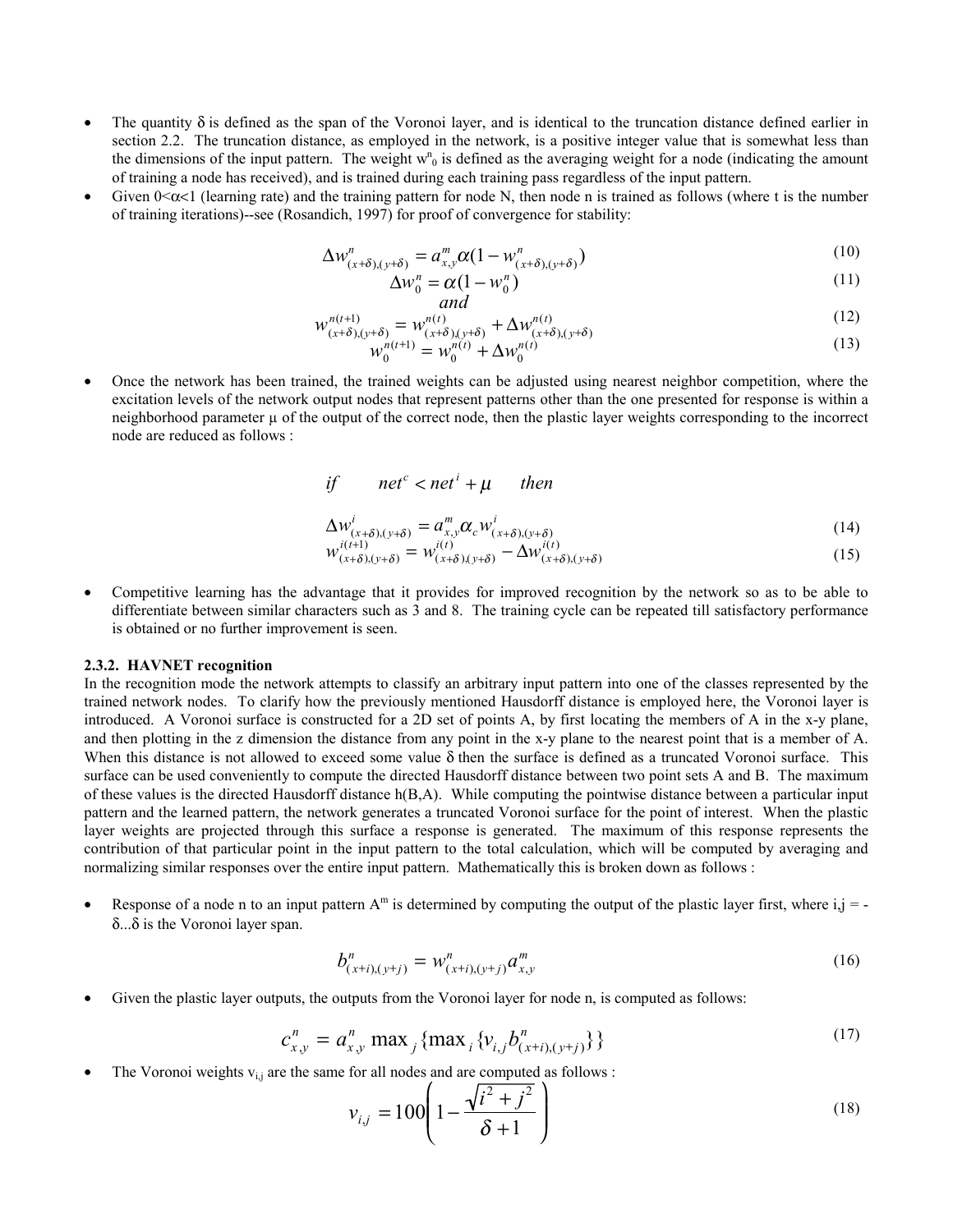- The quantity $\delta$ is defined as the span of the Voronoi layer, and is identical to the truncation distance defined earlier in section 2.2. The truncation distance, as employed in the network, is a positive integer value that is somewhat less than the dimensions of the input pattern. The weight $w^n_0$ is defined as the averaging weight for a node (indicating the amount of training a node has received), and is trained during each training pass regardless of the input pattern.
- Given $0<\alpha<1$ (learning rate) and the training pattern for node N, then node n is trained as follows (where t is the number of training iterations)--see (Rosandich, 1997) for proof of convergence for stability:

$$\Delta w^n_{(x+\delta),(y+\delta)} = a^m_{x,y}\alpha(1 - w^n_{(x+\delta),(y+\delta)}) \tag{10}$$

$$\Delta w^n_0 = \alpha(1 - w^n_0) \tag{11}$$

*and*

$$w^{n(t+1)}_{(x+\delta),(y+\delta)} = w^{n(t)}_{(x+\delta),(y+\delta)} + \Delta w^{n(t)}_{(x+\delta),(y+\delta)} \tag{12}$$

$$w^{n(t+1)}_0 = w^{n(t)}_0 + \Delta w^{n(t)}_0 \tag{13}$$

- Once the network has been trained, the trained weights can be adjusted using nearest neighbor competition, where the excitation levels of the network output nodes that represent patterns other than the one presented for response is within a neighborhood parameter $\mu$ of the output of the correct node, then the plastic layer weights corresponding to the incorrect node are reduced as follows :

$$\text{if} \qquad net^c < net^i + \mu \qquad \text{then}$$

$$\Delta w^i_{(x+\delta),(y+\delta)} = a^m_{x,y}\alpha_c w^i_{(x+\delta),(y+\delta)} \tag{14}$$

$$w^{i(t+1)}_{(x+\delta),(y+\delta)} = w^{i(t)}_{(x+\delta),(y+\delta)} - \Delta w^{i(t)}_{(x+\delta),(y+\delta)} \tag{15}$$

- Competitive learning has the advantage that it provides for improved recognition by the network so as to be able to differentiate between similar characters such as 3 and 8. The training cycle can be repeated till satisfactory performance is obtained or no further improvement is seen.

**2.3.2. HAVNET recognition**

In the recognition mode the network attempts to classify an arbitrary input pattern into one of the classes represented by the trained network nodes. To clarify how the previously mentioned Hausdorff distance is employed here, the Voronoi layer is introduced. A Voronoi surface is constructed for a 2D set of points A, by first locating the members of A in the x-y plane, and then plotting in the z dimension the distance from any point in the x-y plane to the nearest point that is a member of A. When this distance is not allowed to exceed some value $\delta$ then the surface is defined as a truncated Voronoi surface. This surface can be used conveniently to compute the directed Hausdorff distance between two point sets A and B. The maximum of these values is the directed Hausdorff distance h(B,A). While computing the pointwise distance between a particular input pattern and the learned pattern, the network generates a truncated Voronoi surface for the point of interest. When the plastic layer weights are projected through this surface a response is generated. The maximum of this response represents the contribution of that particular point in the input pattern to the total calculation, which will be computed by averaging and normalizing similar responses over the entire input pattern. Mathematically this is broken down as follows :

- Response of a node n to an input pattern $A^m$ is determined by computing the output of the plastic layer first, where $i,j = -\delta...\delta$ is the Voronoi layer span.

$$b^n_{(x+i),(y+j)} = w^n_{(x+i),(y+j)} a^m_{x,y} \tag{16}$$

- Given the plastic layer outputs, the outputs from the Voronoi layer for node n, is computed as follows:

$$c^n_{x,y} = a^n_{x,y} \max_j \{\max_i \{v_{i,j} b^n_{(x+i),(y+j)}\}\} \tag{17}$$

- The Voronoi weights $v_{i,j}$ are the same for all nodes and are computed as follows :

$$v_{i,j} = 100\left(1 - \frac{\sqrt{i^2 + j^2}}{\delta + 1}\right) \tag{18}$$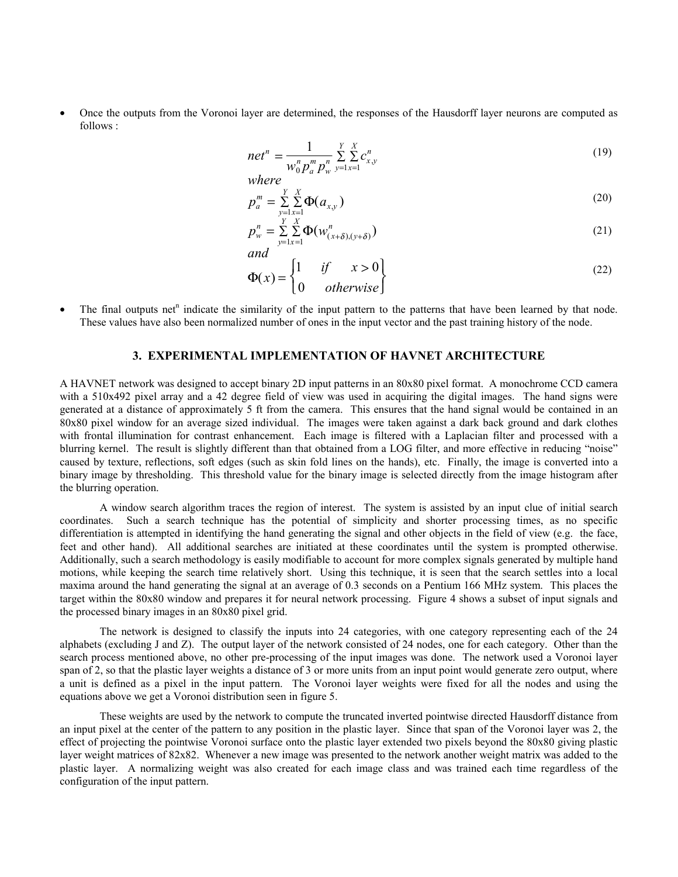- Once the outputs from the Voronoi layer are determined, the responses of the Hausdorff layer neurons are computed as follows :

$$net^n = \frac{1}{w_0^n p_a^m p_w^n} \sum_{y=1}^{Y} \sum_{x=1}^{X} c_{x,y}^n \tag{19}$$

*where*

$$p_a^m = \sum_{y=1}^{Y} \sum_{x=1}^{X} \Phi(a_{x,y}) \tag{20}$$

$$p_w^n = \sum_{y=1}^{Y} \sum_{x=1}^{X} \Phi(w_{(x+\delta),(y+\delta)}^n) \tag{21}$$

*and*

$$\Phi(x) = \begin{Bmatrix} 1 & if & x > 0 \\ 0 & otherwise \end{Bmatrix} \tag{22}$$

- The final outputs $net^n$ indicate the similarity of the input pattern to the patterns that have been learned by that node. These values have also been normalized number of ones in the input vector and the past training history of the node.

## 3. EXPERIMENTAL IMPLEMENTATION OF HAVNET ARCHITECTURE

A HAVNET network was designed to accept binary 2D input patterns in an 80x80 pixel format. A monochrome CCD camera with a 510x492 pixel array and a 42 degree field of view was used in acquiring the digital images. The hand signs were generated at a distance of approximately 5 ft from the camera. This ensures that the hand signal would be contained in an 80x80 pixel window for an average sized individual. The images were taken against a dark back ground and dark clothes with frontal illumination for contrast enhancement. Each image is filtered with a Laplacian filter and processed with a blurring kernel. The result is slightly different than that obtained from a LOG filter, and more effective in reducing "noise" caused by texture, reflections, soft edges (such as skin fold lines on the hands), etc. Finally, the image is converted into a binary image by thresholding. This threshold value for the binary image is selected directly from the image histogram after the blurring operation.

A window search algorithm traces the region of interest. The system is assisted by an input clue of initial search coordinates. Such a search technique has the potential of simplicity and shorter processing times, as no specific differentiation is attempted in identifying the hand generating the signal and other objects in the field of view (e.g. the face, feet and other hand). All additional searches are initiated at these coordinates until the system is prompted otherwise. Additionally, such a search methodology is easily modifiable to account for more complex signals generated by multiple hand motions, while keeping the search time relatively short. Using this technique, it is seen that the search settles into a local maxima around the hand generating the signal at an average of 0.3 seconds on a Pentium 166 MHz system. This places the target within the 80x80 window and prepares it for neural network processing. Figure 4 shows a subset of input signals and the processed binary images in an 80x80 pixel grid.

The network is designed to classify the inputs into 24 categories, with one category representing each of the 24 alphabets (excluding J and Z). The output layer of the network consisted of 24 nodes, one for each category. Other than the search process mentioned above, no other pre-processing of the input images was done. The network used a Voronoi layer span of 2, so that the plastic layer weights a distance of 3 or more units from an input point would generate zero output, where a unit is defined as a pixel in the input pattern. The Voronoi layer weights were fixed for all the nodes and using the equations above we get a Voronoi distribution seen in figure 5.

These weights are used by the network to compute the truncated inverted pointwise directed Hausdorff distance from an input pixel at the center of the pattern to any position in the plastic layer. Since that span of the Voronoi layer was 2, the effect of projecting the pointwise Voronoi surface onto the plastic layer extended two pixels beyond the 80x80 giving plastic layer weight matrices of 82x82. Whenever a new image was presented to the network another weight matrix was added to the plastic layer. A normalizing weight was also created for each image class and was trained each time regardless of the configuration of the input pattern.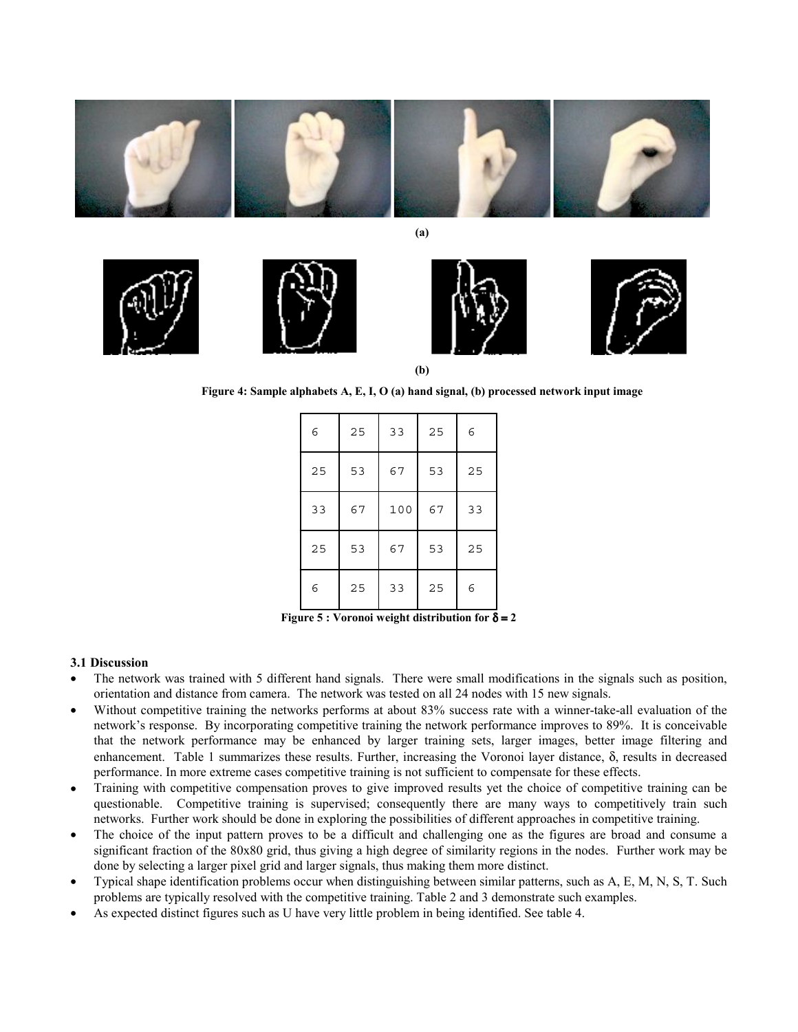(a)

(b)

**Figure 4: Sample alphabets A, E, I, O (a) hand signal, (b) processed network input image**

| 6 | 25 | 33 | 25 | 6 |
|---|---|---|---|---|
| 25 | 53 | 67 | 53 | 25 |
| 33 | 67 | 100 | 67 | 33 |
| 25 | 53 | 67 | 53 | 25 |
| 6 | 25 | 33 | 25 | 6 |

**Figure 5 : Voronoi weight distribution for $\delta = 2$**

### 3.1 Discussion

- The network was trained with 5 different hand signals. There were small modifications in the signals such as position, orientation and distance from camera. The network was tested on all 24 nodes with 15 new signals.
- Without competitive training the networks performs at about 83% success rate with a winner-take-all evaluation of the network's response. By incorporating competitive training the network performance improves to 89%. It is conceivable that the network performance may be enhanced by larger training sets, larger images, better image filtering and enhancement. Table 1 summarizes these results. Further, increasing the Voronoi layer distance, $\delta$, results in decreased performance. In more extreme cases competitive training is not sufficient to compensate for these effects.
- Training with competitive compensation proves to give improved results yet the choice of competitive training can be questionable. Competitive training is supervised; consequently there are many ways to competitively train such networks. Further work should be done in exploring the possibilities of different approaches in competitive training.
- The choice of the input pattern proves to be a difficult and challenging one as the figures are broad and consume a significant fraction of the 80x80 grid, thus giving a high degree of similarity regions in the nodes. Further work may be done by selecting a larger pixel grid and larger signals, thus making them more distinct.
- Typical shape identification problems occur when distinguishing between similar patterns, such as A, E, M, N, S, T. Such problems are typically resolved with the competitive training. Table 2 and 3 demonstrate such examples.
- As expected distinct figures such as U have very little problem in being identified. See table 4.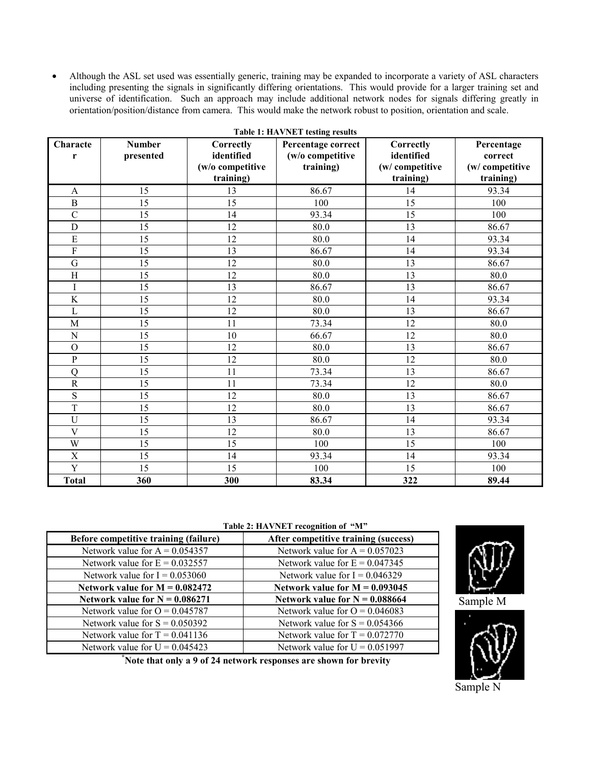- Although the ASL set used was essentially generic, training may be expanded to incorporate a variety of ASL characters including presenting the signals in significantly differing orientations. This would provide for a larger training set and universe of identification. Such an approach may include additional network nodes for signals differing greatly in orientation/position/distance from camera. This would make the network robust to position, orientation and scale.

**Table 1: HAVNET testing results**

| Character | Number presented | Correctly identified (w/o competitive training) | Percentage correct (w/o competitive training) | Correctly identified (w/ competitive training) | Percentage correct (w/ competitive training) |
|---|---|---|---|---|---|
| A | 15 | 13 | 86.67 | 14 | 93.34 |
| B | 15 | 15 | 100 | 15 | 100 |
| C | 15 | 14 | 93.34 | 15 | 100 |
| D | 15 | 12 | 80.0 | 13 | 86.67 |
| E | 15 | 12 | 80.0 | 14 | 93.34 |
| F | 15 | 13 | 86.67 | 14 | 93.34 |
| G | 15 | 12 | 80.0 | 13 | 86.67 |
| H | 15 | 12 | 80.0 | 13 | 80.0 |
| I | 15 | 13 | 86.67 | 13 | 86.67 |
| K | 15 | 12 | 80.0 | 14 | 93.34 |
| L | 15 | 12 | 80.0 | 13 | 86.67 |
| M | 15 | 11 | 73.34 | 12 | 80.0 |
| N | 15 | 10 | 66.67 | 12 | 80.0 |
| O | 15 | 12 | 80.0 | 13 | 86.67 |
| P | 15 | 12 | 80.0 | 12 | 80.0 |
| Q | 15 | 11 | 73.34 | 13 | 86.67 |
| R | 15 | 11 | 73.34 | 12 | 80.0 |
| S | 15 | 12 | 80.0 | 13 | 86.67 |
| T | 15 | 12 | 80.0 | 13 | 86.67 |
| U | 15 | 13 | 86.67 | 14 | 93.34 |
| V | 15 | 12 | 80.0 | 13 | 86.67 |
| W | 15 | 15 | 100 | 15 | 100 |
| X | 15 | 14 | 93.34 | 14 | 93.34 |
| Y | 15 | 15 | 100 | 15 | 100 |
| **Total** | **360** | **300** | **83.34** | **322** | **89.44** |

**Table 2: HAVNET recognition of "M"**

| Before competitive training (failure) | After competitive training (success) |
|---|---|
| Network value for A = 0.054357 | Network value for A = 0.057023 |
| Network value for E = 0.032557 | Network value for E = 0.047345 |
| Network value for I = 0.053060 | Network value for I = 0.046329 |
| **Network value for M = 0.082472** | **Network value for M = 0.093045** |
| **Network value for N = 0.086271** | **Network value for N = 0.088664** |
| Network value for O = 0.045787 | Network value for O = 0.046083 |
| Network value for S = 0.050392 | Network value for S = 0.054366 |
| Network value for T = 0.041136 | Network value for T = 0.072770 |
| Network value for U = 0.045423 | Network value for U = 0.051997 |

***Note that only a 9 of 24 network responses are shown for brevity**

Sample M

Sample N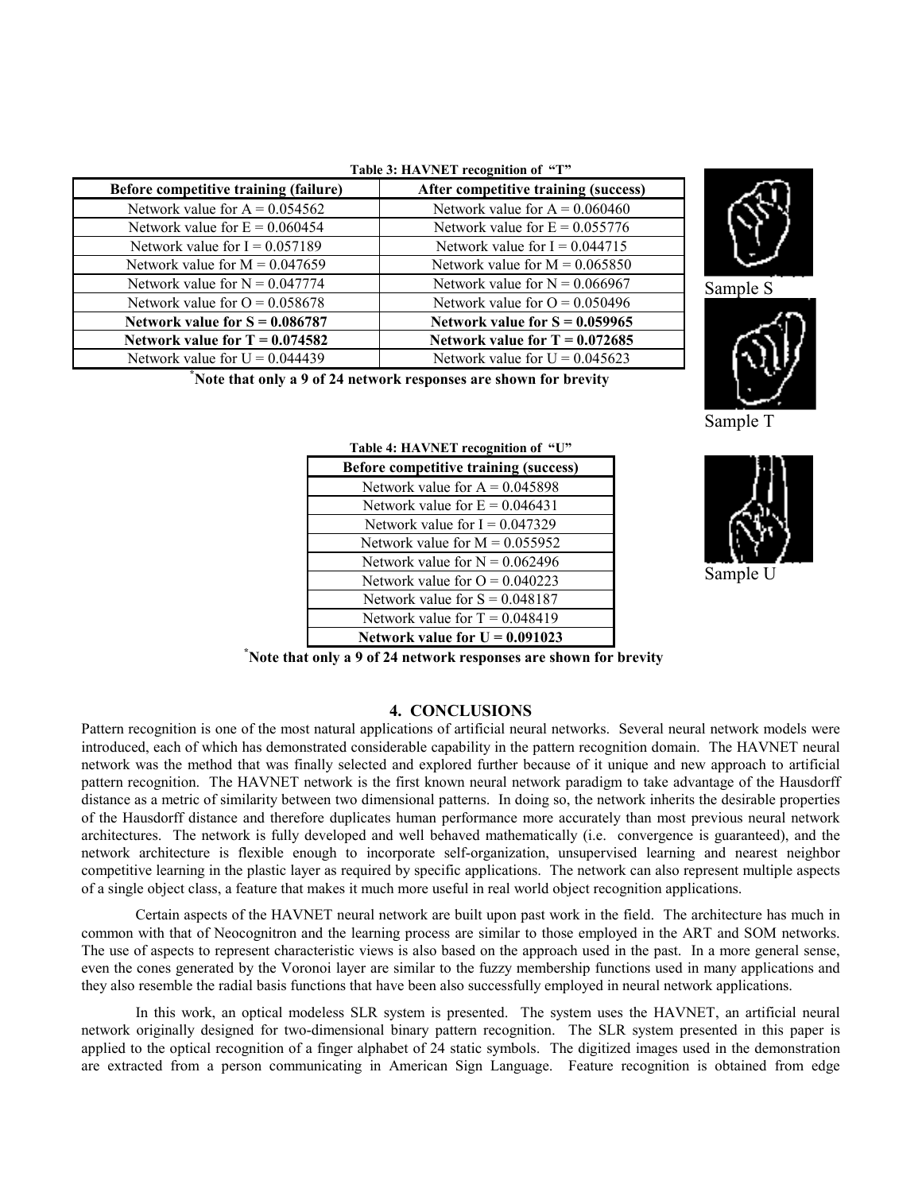**Table 3: HAVNET recognition of "T"**

| Before competitive training (failure) | After competitive training (success) |
|---|---|
| Network value for A = 0.054562 | Network value for A = 0.060460 |
| Network value for E = 0.060454 | Network value for E = 0.055776 |
| Network value for I = 0.057189 | Network value for I = 0.044715 |
| Network value for M = 0.047659 | Network value for M = 0.065850 |
| Network value for N = 0.047774 | Network value for N = 0.066967 |
| Network value for O = 0.058678 | Network value for O = 0.050496 |
| **Network value for S = 0.086787** | **Network value for S = 0.059965** |
| **Network value for T = 0.074582** | **Network value for T = 0.072685** |
| Network value for U = 0.044439 | Network value for U = 0.045623 |

***Note that only a 9 of 24 network responses are shown for brevity**

Sample S

Sample T

**Table 4: HAVNET recognition of "U"**

| Before competitive training (success) |
|---|
| Network value for A = 0.045898 |
| Network value for E = 0.046431 |
| Network value for I = 0.047329 |
| Network value for M = 0.055952 |
| Network value for N = 0.062496 |
| Network value for O = 0.040223 |
| Network value for S = 0.048187 |
| Network value for T = 0.048419 |
| **Network value for U = 0.091023** |

***Note that only a 9 of 24 network responses are shown for brevity**

Sample U

## 4. CONCLUSIONS

Pattern recognition is one of the most natural applications of artificial neural networks. Several neural network models were introduced, each of which has demonstrated considerable capability in the pattern recognition domain. The HAVNET neural network was the method that was finally selected and explored further because of it unique and new approach to artificial pattern recognition. The HAVNET network is the first known neural network paradigm to take advantage of the Hausdorff distance as a metric of similarity between two dimensional patterns. In doing so, the network inherits the desirable properties of the Hausdorff distance and therefore duplicates human performance more accurately than most previous neural network architectures. The network is fully developed and well behaved mathematically (i.e. convergence is guaranteed), and the network architecture is flexible enough to incorporate self-organization, unsupervised learning and nearest neighbor competitive learning in the plastic layer as required by specific applications. The network can also represent multiple aspects of a single object class, a feature that makes it much more useful in real world object recognition applications.

Certain aspects of the HAVNET neural network are built upon past work in the field. The architecture has much in common with that of Neocognitron and the learning process are similar to those employed in the ART and SOM networks. The use of aspects to represent characteristic views is also based on the approach used in the past. In a more general sense, even the cones generated by the Voronoi layer are similar to the fuzzy membership functions used in many applications and they also resemble the radial basis functions that have been also successfully employed in neural network applications.

In this work, an optical modeless SLR system is presented. The system uses the HAVNET, an artificial neural network originally designed for two-dimensional binary pattern recognition. The SLR system presented in this paper is applied to the optical recognition of a finger alphabet of 24 static symbols. The digitized images used in the demonstration are extracted from a person communicating in American Sign Language. Feature recognition is obtained from edge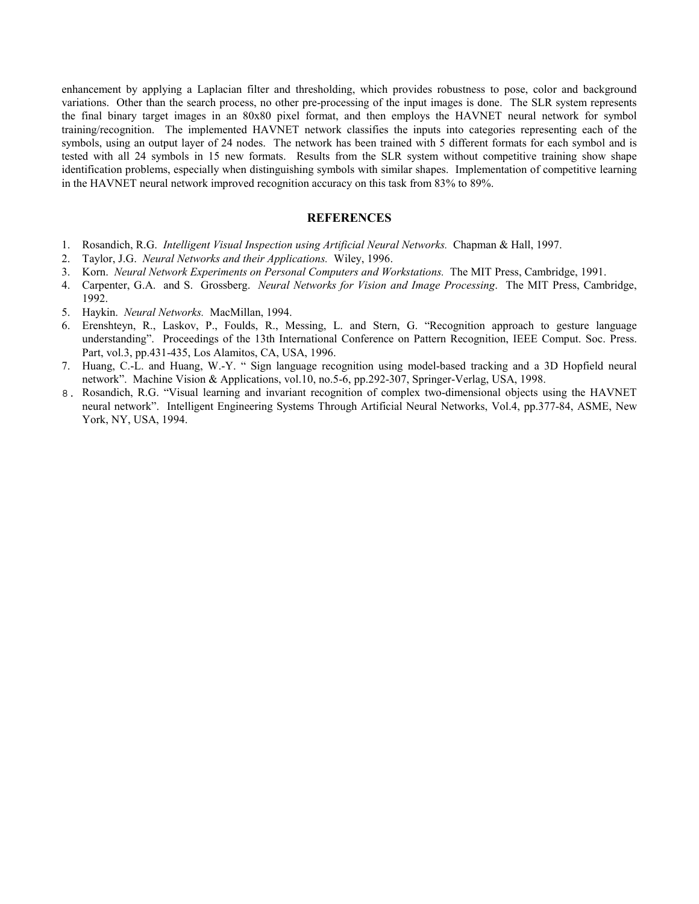enhancement by applying a Laplacian filter and thresholding, which provides robustness to pose, color and background variations. Other than the search process, no other pre-processing of the input images is done. The SLR system represents the final binary target images in an 80x80 pixel format, and then employs the HAVNET neural network for symbol training/recognition. The implemented HAVNET network classifies the inputs into categories representing each of the symbols, using an output layer of 24 nodes. The network has been trained with 5 different formats for each symbol and is tested with all 24 symbols in 15 new formats. Results from the SLR system without competitive training show shape identification problems, especially when distinguishing symbols with similar shapes. Implementation of competitive learning in the HAVNET neural network improved recognition accuracy on this task from 83% to 89%.

## REFERENCES

1. Rosandich, R.G. *Intelligent Visual Inspection using Artificial Neural Networks.* Chapman & Hall, 1997.
2. Taylor, J.G. *Neural Networks and their Applications.* Wiley, 1996.
3. Korn. *Neural Network Experiments on Personal Computers and Workstations.* The MIT Press, Cambridge, 1991.
4. Carpenter, G.A. and S. Grossberg. *Neural Networks for Vision and Image Processing*. The MIT Press, Cambridge, 1992.
5. Haykin. *Neural Networks.* MacMillan, 1994.
6. Erenshteyn, R., Laskov, P., Foulds, R., Messing, L. and Stern, G. "Recognition approach to gesture language understanding". Proceedings of the 13th International Conference on Pattern Recognition, IEEE Comput. Soc. Press. Part, vol.3, pp.431-435, Los Alamitos, CA, USA, 1996.
7. Huang, C.-L. and Huang, W.-Y. " Sign language recognition using model-based tracking and a 3D Hopfield neural network". Machine Vision & Applications, vol.10, no.5-6, pp.292-307, Springer-Verlag, USA, 1998.
8. Rosandich, R.G. "Visual learning and invariant recognition of complex two-dimensional objects using the HAVNET neural network". Intelligent Engineering Systems Through Artificial Neural Networks, Vol.4, pp.377-84, ASME, New York, NY, USA, 1994.